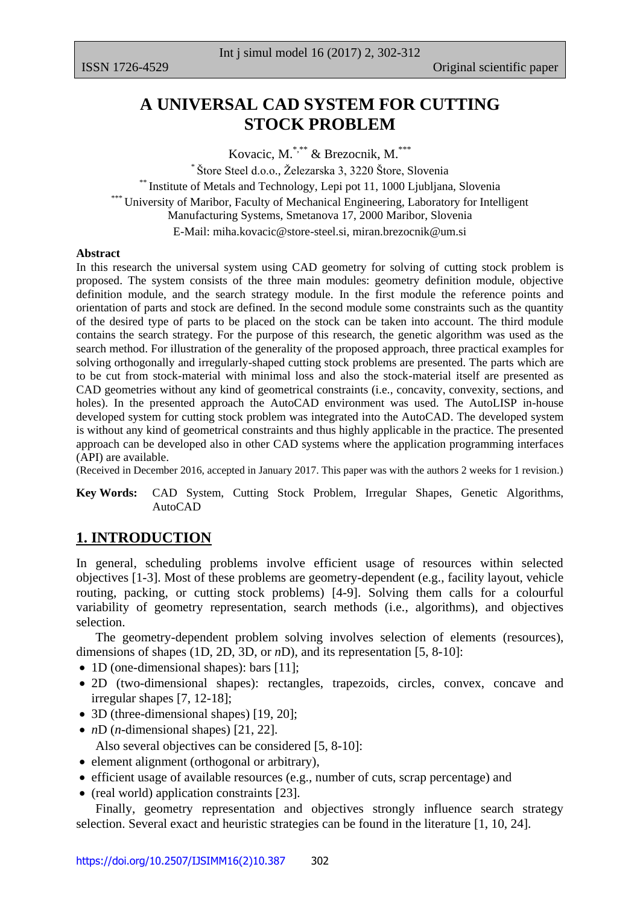ISSN 1726-4529 Original scientific paper

# A UNIVERSAL CAD SYSTEM FOR CUTTING STOCK PROBLEM

Kovacic, M.[*,**] & Brezocnik, M.[***]

[*] Štore Steel d.o.o., Železarska 3, 3220 Štore, Slovenia

[**] Institute of Metals and Technology, Lepi pot 11, 1000 Ljubljana, Slovenia

[***] University of Maribor, Faculty of Mechanical Engineering, Laboratory for Intelligent Manufacturing Systems, Smetanova 17, 2000 Maribor, Slovenia

E-Mail: miha.kovacic@store-steel.si, miran.brezocnik@um.si

**Abstract**

In this research the universal system using CAD geometry for solving of cutting stock problem is proposed. The system consists of the three main modules: geometry definition module, objective definition module, and the search strategy module. In the first module the reference points and orientation of parts and stock are defined. In the second module some constraints such as the quantity of the desired type of parts to be placed on the stock can be taken into account. The third module contains the search strategy. For the purpose of this research, the genetic algorithm was used as the search method. For illustration of the generality of the proposed approach, three practical examples for solving orthogonally and irregularly-shaped cutting stock problems are presented. The parts which are to be cut from stock-material with minimal loss and also the stock-material itself are presented as CAD geometries without any kind of geometrical constraints (i.e., concavity, convexity, sections, and holes). In the presented approach the AutoCAD environment was used. The AutoLISP in-house developed system for cutting stock problem was integrated into the AutoCAD. The developed system is without any kind of geometrical constraints and thus highly applicable in the practice. The presented approach can be developed also in other CAD systems where the application programming interfaces (API) are available.

(Received in December 2016, accepted in January 2017. This paper was with the authors 2 weeks for 1 revision.)

**Key Words:** CAD System, Cutting Stock Problem, Irregular Shapes, Genetic Algorithms, AutoCAD

## 1. INTRODUCTION

In general, scheduling problems involve efficient usage of resources within selected objectives [1-3]. Most of these problems are geometry-dependent (e.g., facility layout, vehicle routing, packing, or cutting stock problems) [4-9]. Solving them calls for a colourful variability of geometry representation, search methods (i.e., algorithms), and objectives selection.

The geometry-dependent problem solving involves selection of elements (resources), dimensions of shapes (1D, 2D, 3D, or *n*D), and its representation [5, 8-10]:

- 1D (one-dimensional shapes): bars [11];
- 2D (two-dimensional shapes): rectangles, trapezoids, circles, convex, concave and irregular shapes [7, 12-18];
- 3D (three-dimensional shapes) [19, 20];
- *n*D (*n*-dimensional shapes) [21, 22].

Also several objectives can be considered [5, 8-10]:

- element alignment (orthogonal or arbitrary),
- efficient usage of available resources (e.g., number of cuts, scrap percentage) and
- (real world) application constraints [23].

Finally, geometry representation and objectives strongly influence search strategy selection. Several exact and heuristic strategies can be found in the literature [1, 10, 24].

https://doi.org/10.2507/IJSIMM16(2)10.387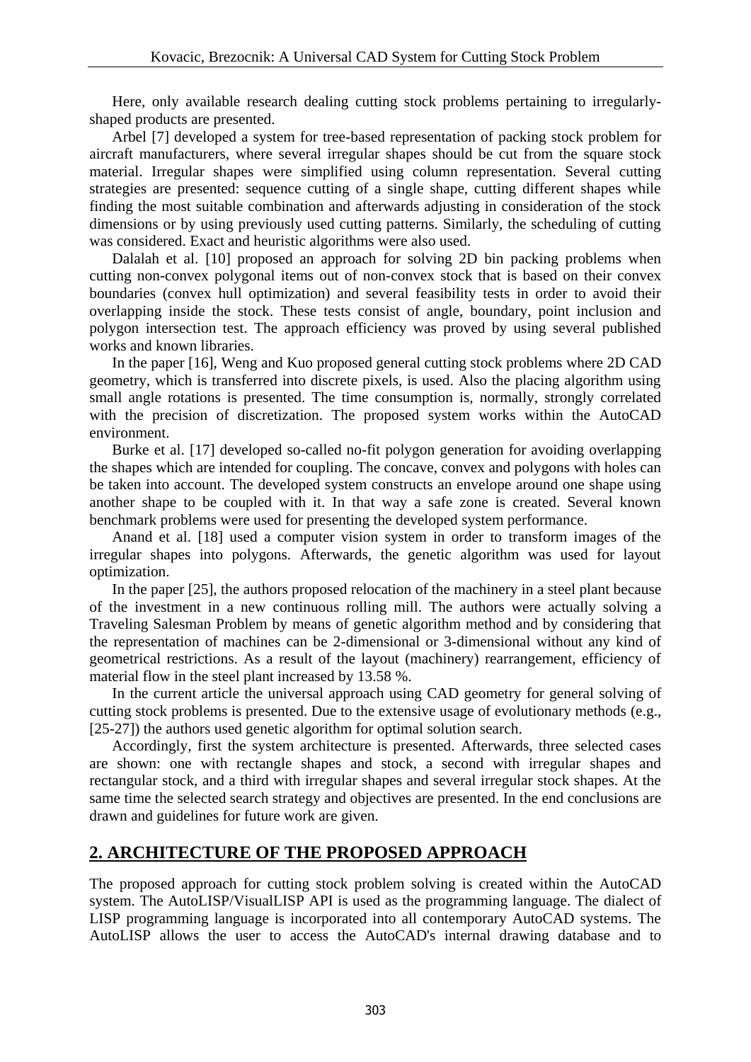Here, only available research dealing cutting stock problems pertaining to irregularly-shaped products are presented.

Arbel [7] developed a system for tree-based representation of packing stock problem for aircraft manufacturers, where several irregular shapes should be cut from the square stock material. Irregular shapes were simplified using column representation. Several cutting strategies are presented: sequence cutting of a single shape, cutting different shapes while finding the most suitable combination and afterwards adjusting in consideration of the stock dimensions or by using previously used cutting patterns. Similarly, the scheduling of cutting was considered. Exact and heuristic algorithms were also used.

Dalalah et al. [10] proposed an approach for solving 2D bin packing problems when cutting non-convex polygonal items out of non-convex stock that is based on their convex boundaries (convex hull optimization) and several feasibility tests in order to avoid their overlapping inside the stock. These tests consist of angle, boundary, point inclusion and polygon intersection test. The approach efficiency was proved by using several published works and known libraries.

In the paper [16], Weng and Kuo proposed general cutting stock problems where 2D CAD geometry, which is transferred into discrete pixels, is used. Also the placing algorithm using small angle rotations is presented. The time consumption is, normally, strongly correlated with the precision of discretization. The proposed system works within the AutoCAD environment.

Burke et al. [17] developed so-called no-fit polygon generation for avoiding overlapping the shapes which are intended for coupling. The concave, convex and polygons with holes can be taken into account. The developed system constructs an envelope around one shape using another shape to be coupled with it. In that way a safe zone is created. Several known benchmark problems were used for presenting the developed system performance.

Anand et al. [18] used a computer vision system in order to transform images of the irregular shapes into polygons. Afterwards, the genetic algorithm was used for layout optimization.

In the paper [25], the authors proposed relocation of the machinery in a steel plant because of the investment in a new continuous rolling mill. The authors were actually solving a Traveling Salesman Problem by means of genetic algorithm method and by considering that the representation of machines can be 2-dimensional or 3-dimensional without any kind of geometrical restrictions. As a result of the layout (machinery) rearrangement, efficiency of material flow in the steel plant increased by 13.58 %.

In the current article the universal approach using CAD geometry for general solving of cutting stock problems is presented. Due to the extensive usage of evolutionary methods (e.g., [25-27]) the authors used genetic algorithm for optimal solution search.

Accordingly, first the system architecture is presented. Afterwards, three selected cases are shown: one with rectangle shapes and stock, a second with irregular shapes and rectangular stock, and a third with irregular shapes and several irregular stock shapes. At the same time the selected search strategy and objectives are presented. In the end conclusions are drawn and guidelines for future work are given.

## 2. ARCHITECTURE OF THE PROPOSED APPROACH

The proposed approach for cutting stock problem solving is created within the AutoCAD system. The AutoLISP/VisualLISP API is used as the programming language. The dialect of LISP programming language is incorporated into all contemporary AutoCAD systems. The AutoLISP allows the user to access the AutoCAD's internal drawing database and to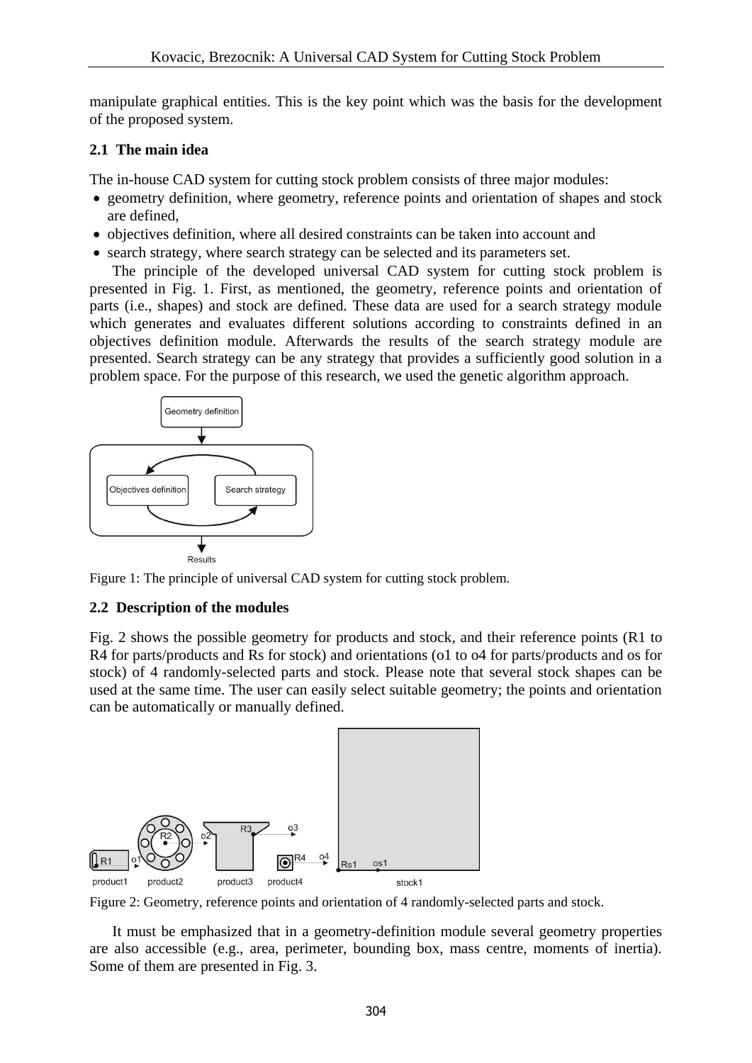manipulate graphical entities. This is the key point which was the basis for the development of the proposed system.

### 2.1 The main idea

The in-house CAD system for cutting stock problem consists of three major modules:

- geometry definition, where geometry, reference points and orientation of shapes and stock are defined,
- objectives definition, where all desired constraints can be taken into account and
- search strategy, where search strategy can be selected and its parameters set.

The principle of the developed universal CAD system for cutting stock problem is presented in Fig. 1. First, as mentioned, the geometry, reference points and orientation of parts (i.e., shapes) and stock are defined. These data are used for a search strategy module which generates and evaluates different solutions according to constraints defined in an objectives definition module. Afterwards the results of the search strategy module are presented. Search strategy can be any strategy that provides a sufficiently good solution in a problem space. For the purpose of this research, we used the genetic algorithm approach.

Figure 1: The principle of universal CAD system for cutting stock problem.

### 2.2 Description of the modules

Fig. 2 shows the possible geometry for products and stock, and their reference points (R1 to R4 for parts/products and Rs for stock) and orientations (o1 to o4 for parts/products and os for stock) of 4 randomly-selected parts and stock. Please note that several stock shapes can be used at the same time. The user can easily select suitable geometry; the points and orientation can be automatically or manually defined.

Figure 2: Geometry, reference points and orientation of 4 randomly-selected parts and stock.

It must be emphasized that in a geometry-definition module several geometry properties are also accessible (e.g., area, perimeter, bounding box, mass centre, moments of inertia). Some of them are presented in Fig. 3.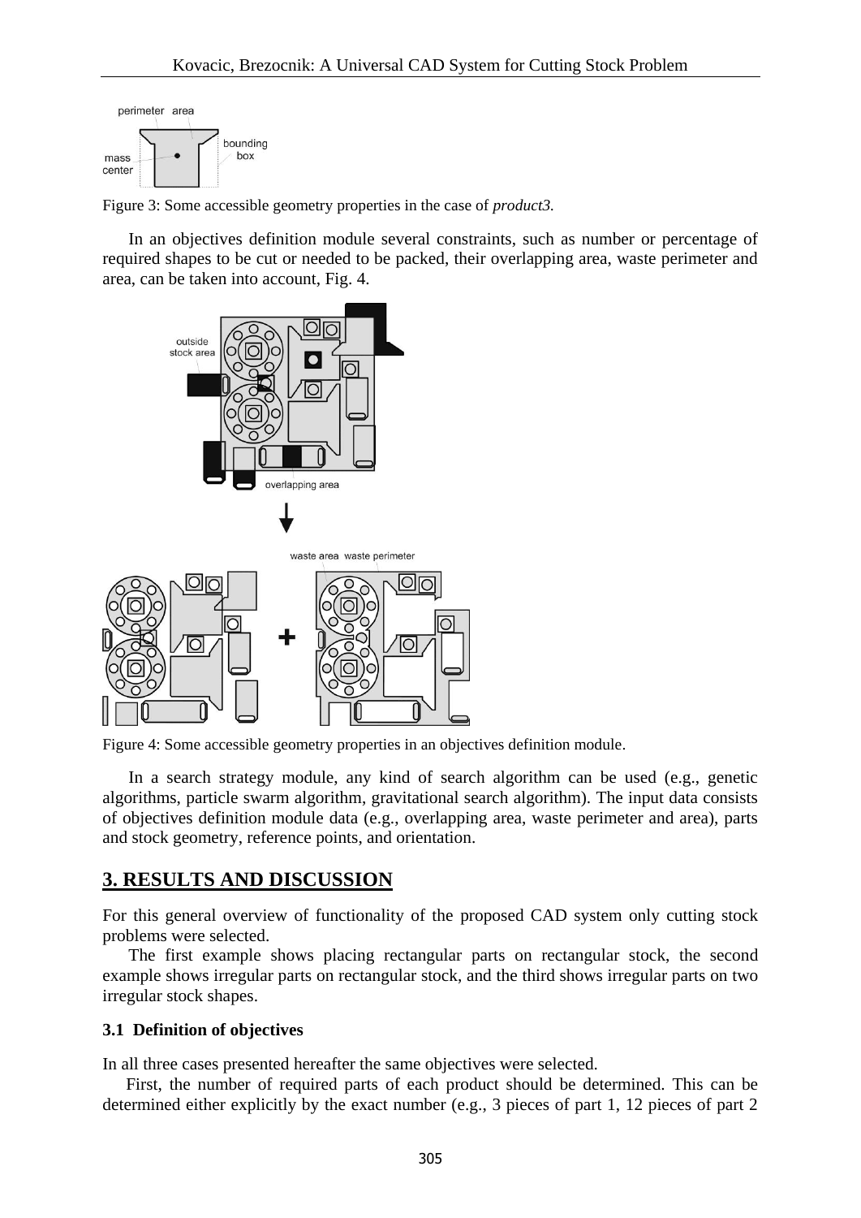Figure 3: Some accessible geometry properties in the case of *product3.*

In an objectives definition module several constraints, such as number or percentage of required shapes to be cut or needed to be packed, their overlapping area, waste perimeter and area, can be taken into account, Fig. 4.

Figure 4: Some accessible geometry properties in an objectives definition module.

In a search strategy module, any kind of search algorithm can be used (e.g., genetic algorithms, particle swarm algorithm, gravitational search algorithm). The input data consists of objectives definition module data (e.g., overlapping area, waste perimeter and area), parts and stock geometry, reference points, and orientation.

## 3. RESULTS AND DISCUSSION

For this general overview of functionality of the proposed CAD system only cutting stock problems were selected.

The first example shows placing rectangular parts on rectangular stock, the second example shows irregular parts on rectangular stock, and the third shows irregular parts on two irregular stock shapes.

### 3.1 Definition of objectives

In all three cases presented hereafter the same objectives were selected.

First, the number of required parts of each product should be determined. This can be determined either explicitly by the exact number (e.g., 3 pieces of part 1, 12 pieces of part 2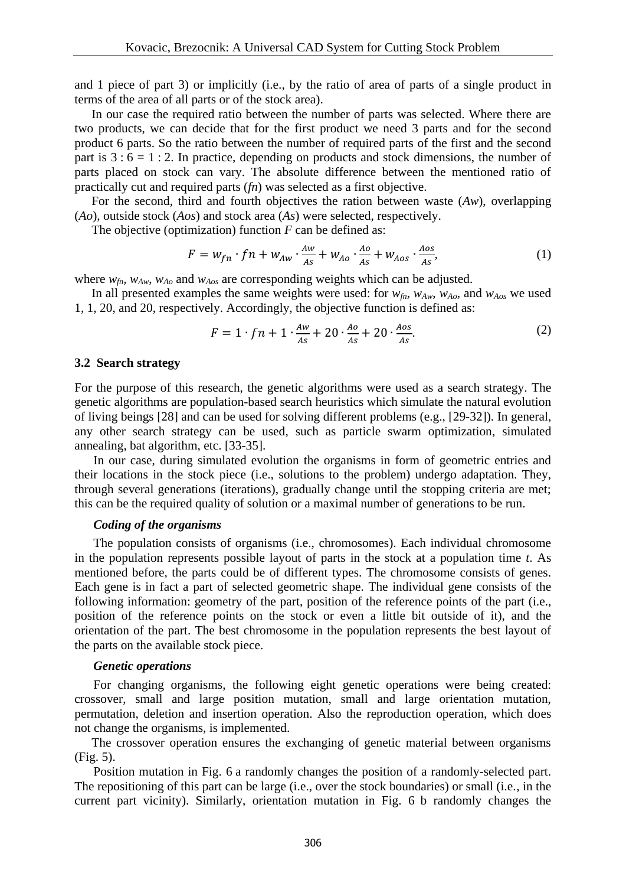and 1 piece of part 3) or implicitly (i.e., by the ratio of area of parts of a single product in terms of the area of all parts or of the stock area).

In our case the required ratio between the number of parts was selected. Where there are two products, we can decide that for the first product we need 3 parts and for the second product 6 parts. So the ratio between the number of required parts of the first and the second part is $3 : 6 = 1 : 2$. In practice, depending on products and stock dimensions, the number of parts placed on stock can vary. The absolute difference between the mentioned ratio of practically cut and required parts ($fn$) was selected as a first objective.

For the second, third and fourth objectives the ration between waste ($Aw$), overlapping ($Ao$), outside stock ($Aos$) and stock area ($As$) were selected, respectively.

The objective (optimization) function $F$ can be defined as:

$$F = w_{fn} \cdot fn + w_{Aw} \cdot \frac{Aw}{As} + w_{Ao} \cdot \frac{Ao}{As} + w_{Aos} \cdot \frac{Aos}{As}, \tag{1}$$

where $w_{fn}$, $w_{Aw}$, $w_{Ao}$ and $w_{Aos}$ are corresponding weights which can be adjusted.

In all presented examples the same weights were used: for $w_{fn}$, $w_{Aw}$, $w_{Ao}$, and $w_{Aos}$ we used 1, 1, 20, and 20, respectively. Accordingly, the objective function is defined as:

$$F = 1 \cdot fn + 1 \cdot \frac{Aw}{As} + 20 \cdot \frac{Ao}{As} + 20 \cdot \frac{Aos}{As}. \tag{2}$$

### 3.2 Search strategy

For the purpose of this research, the genetic algorithms were used as a search strategy. The genetic algorithms are population-based search heuristics which simulate the natural evolution of living beings [28] and can be used for solving different problems (e.g., [29-32]). In general, any other search strategy can be used, such as particle swarm optimization, simulated annealing, bat algorithm, etc. [33-35].

In our case, during simulated evolution the organisms in form of geometric entries and their locations in the stock piece (i.e., solutions to the problem) undergo adaptation. They, through several generations (iterations), gradually change until the stopping criteria are met; this can be the required quality of solution or a maximal number of generations to be run.

#### *Coding of the organisms*

The population consists of organisms (i.e., chromosomes). Each individual chromosome in the population represents possible layout of parts in the stock at a population time *t*. As mentioned before, the parts could be of different types. The chromosome consists of genes. Each gene is in fact a part of selected geometric shape. The individual gene consists of the following information: geometry of the part, position of the reference points of the part (i.e., position of the reference points on the stock or even a little bit outside of it), and the orientation of the part. The best chromosome in the population represents the best layout of the parts on the available stock piece.

#### *Genetic operations*

For changing organisms, the following eight genetic operations were being created: crossover, small and large position mutation, small and large orientation mutation, permutation, deletion and insertion operation. Also the reproduction operation, which does not change the organisms, is implemented.

The crossover operation ensures the exchanging of genetic material between organisms (Fig. 5).

Position mutation in Fig. 6 a randomly changes the position of a randomly-selected part. The repositioning of this part can be large (i.e., over the stock boundaries) or small (i.e., in the current part vicinity). Similarly, orientation mutation in Fig. 6 b randomly changes the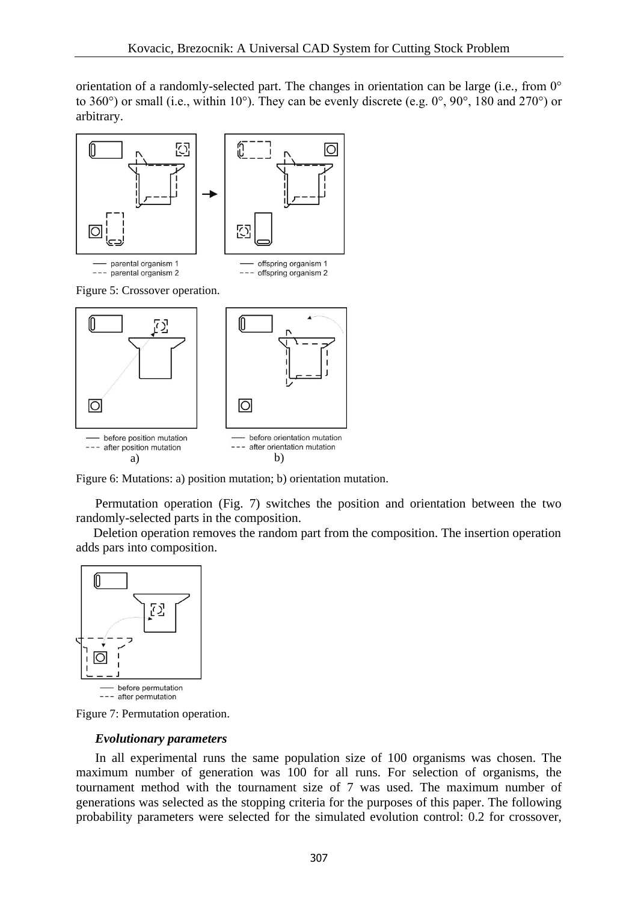orientation of a randomly-selected part. The changes in orientation can be large (i.e., from 0° to 360°) or small (i.e., within 10°). They can be evenly discrete (e.g. 0°, 90°, 180 and 270°) or arbitrary.

Figure 5: Crossover operation.

Figure 6: Mutations: a) position mutation; b) orientation mutation.

Permutation operation (Fig. 7) switches the position and orientation between the two randomly-selected parts in the composition.

Deletion operation removes the random part from the composition. The insertion operation adds pars into composition.

Figure 7: Permutation operation.

***Evolutionary parameters***

In all experimental runs the same population size of 100 organisms was chosen. The maximum number of generation was 100 for all runs. For selection of organisms, the tournament method with the tournament size of 7 was used. The maximum number of generations was selected as the stopping criteria for the purposes of this paper. The following probability parameters were selected for the simulated evolution control: 0.2 for crossover,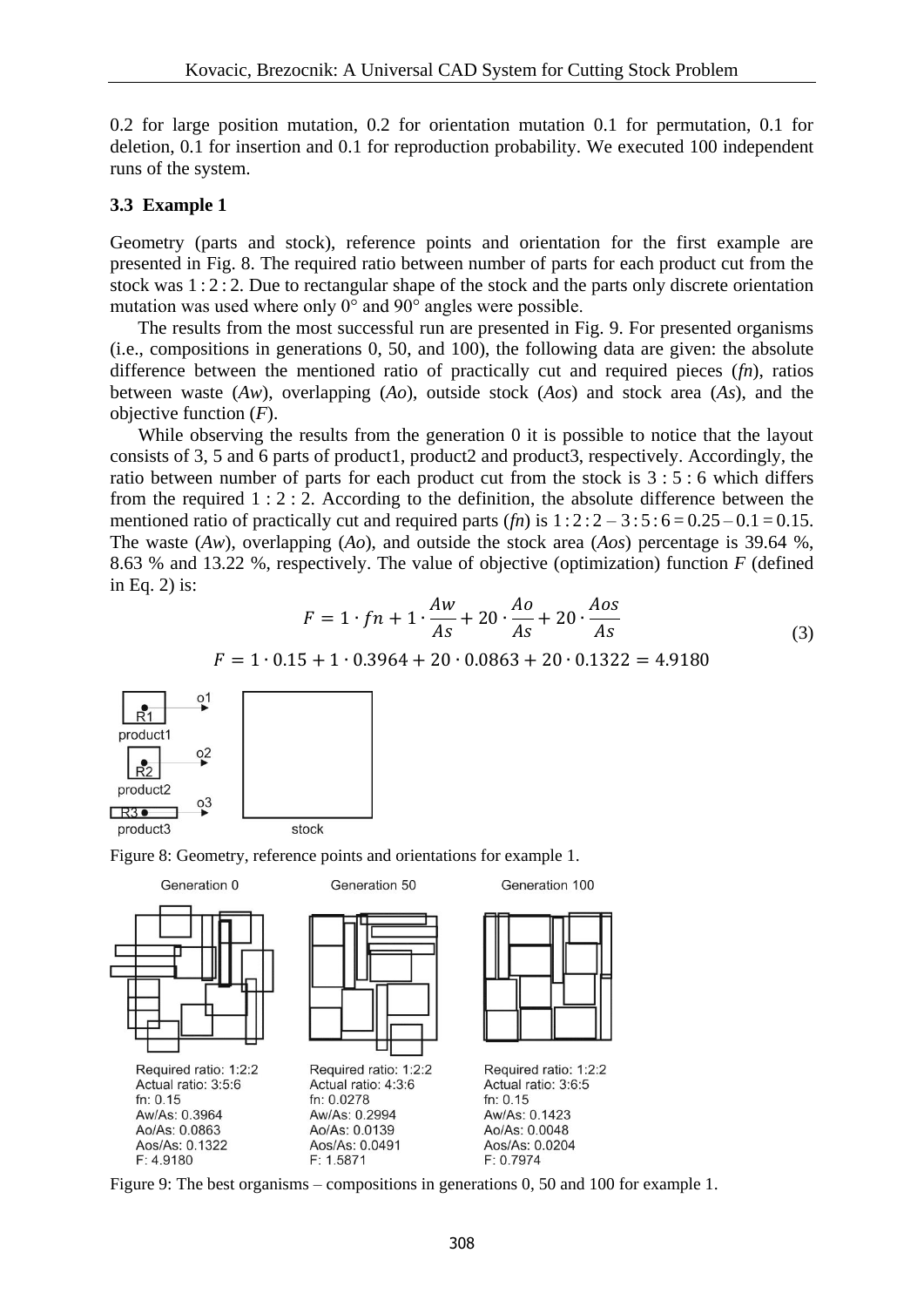0.2 for large position mutation, 0.2 for orientation mutation 0.1 for permutation, 0.1 for deletion, 0.1 for insertion and 0.1 for reproduction probability. We executed 100 independent runs of the system.

### 3.3 Example 1

Geometry (parts and stock), reference points and orientation for the first example are presented in Fig. 8. The required ratio between number of parts for each product cut from the stock was 1 : 2 : 2. Due to rectangular shape of the stock and the parts only discrete orientation mutation was used where only 0° and 90° angles were possible.

The results from the most successful run are presented in Fig. 9. For presented organisms (i.e., compositions in generations 0, 50, and 100), the following data are given: the absolute difference between the mentioned ratio of practically cut and required pieces (*fn*), ratios between waste (*Aw*), overlapping (*Ao*), outside stock (*Aos*) and stock area (*As*), and the objective function (*F*).

While observing the results from the generation 0 it is possible to notice that the layout consists of 3, 5 and 6 parts of product1, product2 and product3, respectively. Accordingly, the ratio between number of parts for each product cut from the stock is 3 : 5 : 6 which differs from the required 1 : 2 : 2. According to the definition, the absolute difference between the mentioned ratio of practically cut and required parts (*fn*) is 1 : 2 : 2 – 3 : 5 : 6 = 0.25 – 0.1 = 0.15. The waste (*Aw*), overlapping (*Ao*), and outside the stock area (*Aos*) percentage is 39.64 %, 8.63 % and 13.22 %, respectively. The value of objective (optimization) function *F* (defined in Eq. 2) is:

$$F = 1 \cdot fn + 1 \cdot \frac{Aw}{As} + 20 \cdot \frac{Ao}{As} + 20 \cdot \frac{Aos}{As} \tag{3}$$

$$F = 1 \cdot 0.15 + 1 \cdot 0.3964 + 20 \cdot 0.0863 + 20 \cdot 0.1322 = 4.9180$$

Figure 8: Geometry, reference points and orientations for example 1.

| Generation 0 | Generation 50 | Generation 100 |
|---|---|---|
| Required ratio: 1:2:2 | Required ratio: 1:2:2 | Required ratio: 1:2:2 |
| Actual ratio: 3:5:6 | Actual ratio: 4:3:6 | Actual ratio: 3:6:5 |
| fn: 0.15 | fn: 0.0278 | fn: 0.15 |
| Aw/As: 0.3964 | Aw/As: 0.2994 | Aw/As: 0.1423 |
| Ao/As: 0.0863 | Ao/As: 0.0139 | Ao/As: 0.0048 |
| Aos/As: 0.1322 | Aos/As: 0.0491 | Aos/As: 0.0204 |
| F: 4.9180 | F: 1.5871 | F: 0.7974 |

Figure 9: The best organisms – compositions in generations 0, 50 and 100 for example 1.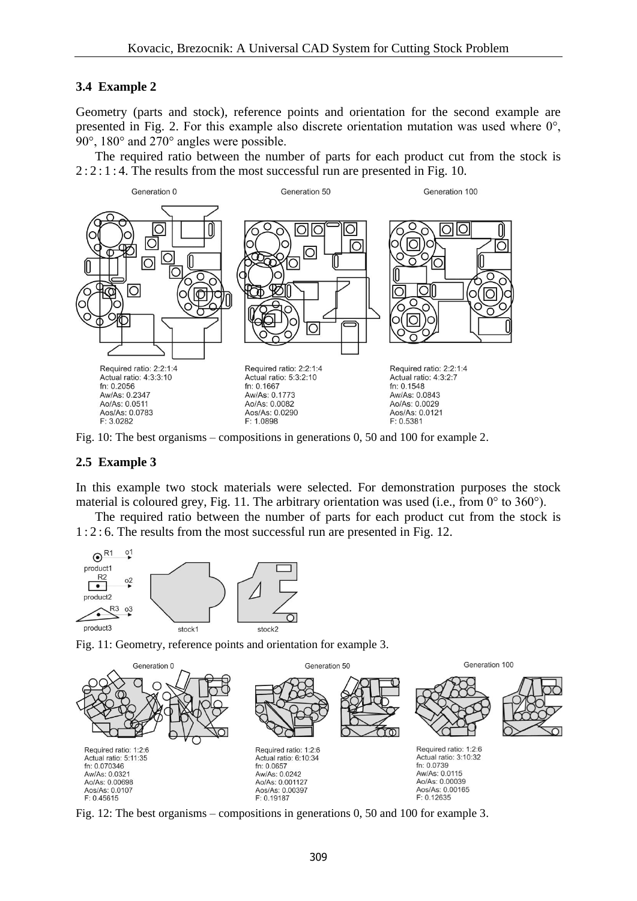### 3.4 Example 2

Geometry (parts and stock), reference points and orientation for the second example are presented in Fig. 2. For this example also discrete orientation mutation was used where 0°, 90°, 180° and 270° angles were possible.

The required ratio between the number of parts for each product cut from the stock is 2 : 2 : 1 : 4. The results from the most successful run are presented in Fig. 10.

Fig. 10: The best organisms – compositions in generations 0, 50 and 100 for example 2.

### 2.5 Example 3

In this example two stock materials were selected. For demonstration purposes the stock material is coloured grey, Fig. 11. The arbitrary orientation was used (i.e., from 0° to 360°).

The required ratio between the number of parts for each product cut from the stock is 1 : 2 : 6. The results from the most successful run are presented in Fig. 12.

Fig. 11: Geometry, reference points and orientation for example 3.

Fig. 12: The best organisms – compositions in generations 0, 50 and 100 for example 3.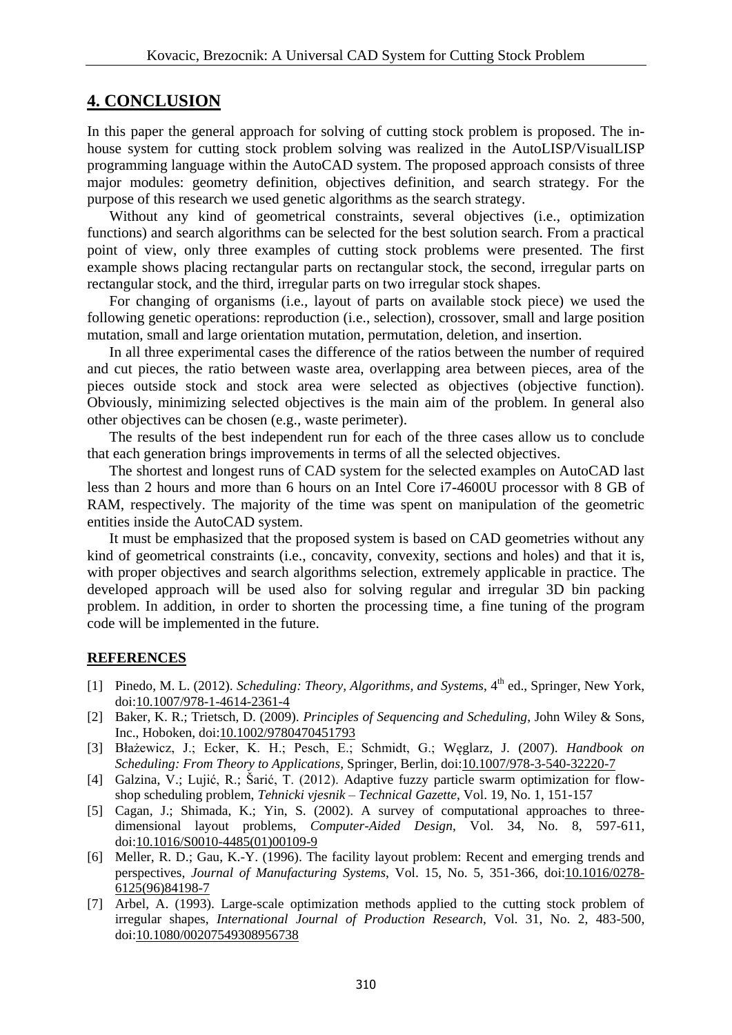## 4. CONCLUSION

In this paper the general approach for solving of cutting stock problem is proposed. The in-house system for cutting stock problem solving was realized in the AutoLISP/VisualLISP programming language within the AutoCAD system. The proposed approach consists of three major modules: geometry definition, objectives definition, and search strategy. For the purpose of this research we used genetic algorithms as the search strategy.

Without any kind of geometrical constraints, several objectives (i.e., optimization functions) and search algorithms can be selected for the best solution search. From a practical point of view, only three examples of cutting stock problems were presented. The first example shows placing rectangular parts on rectangular stock, the second, irregular parts on rectangular stock, and the third, irregular parts on two irregular stock shapes.

For changing of organisms (i.e., layout of parts on available stock piece) we used the following genetic operations: reproduction (i.e., selection), crossover, small and large position mutation, small and large orientation mutation, permutation, deletion, and insertion.

In all three experimental cases the difference of the ratios between the number of required and cut pieces, the ratio between waste area, overlapping area between pieces, area of the pieces outside stock and stock area were selected as objectives (objective function). Obviously, minimizing selected objectives is the main aim of the problem. In general also other objectives can be chosen (e.g., waste perimeter).

The results of the best independent run for each of the three cases allow us to conclude that each generation brings improvements in terms of all the selected objectives.

The shortest and longest runs of CAD system for the selected examples on AutoCAD last less than 2 hours and more than 6 hours on an Intel Core i7-4600U processor with 8 GB of RAM, respectively. The majority of the time was spent on manipulation of the geometric entities inside the AutoCAD system.

It must be emphasized that the proposed system is based on CAD geometries without any kind of geometrical constraints (i.e., concavity, convexity, sections and holes) and that it is, with proper objectives and search algorithms selection, extremely applicable in practice. The developed approach will be used also for solving regular and irregular 3D bin packing problem. In addition, in order to shorten the processing time, a fine tuning of the program code will be implemented in the future.

## REFERENCES

[1] Pinedo, M. L. (2012). *Scheduling: Theory, Algorithms, and Systems*, 4th ed., Springer, New York, doi:10.1007/978-1-4614-2361-4

[2] Baker, K. R.; Trietsch, D. (2009). *Principles of Sequencing and Scheduling*, John Wiley & Sons, Inc., Hoboken, doi:10.1002/9780470451793

[3] Błażewicz, J.; Ecker, K. H.; Pesch, E.; Schmidt, G.; Węglarz, J. (2007). *Handbook on Scheduling: From Theory to Applications*, Springer, Berlin, doi:10.1007/978-3-540-32220-7

[4] Galzina, V.; Lujić, R.; Šarić, T. (2012). Adaptive fuzzy particle swarm optimization for flow-shop scheduling problem, *Tehnicki vjesnik – Technical Gazette*, Vol. 19, No. 1, 151-157

[5] Cagan, J.; Shimada, K.; Yin, S. (2002). A survey of computational approaches to three-dimensional layout problems, *Computer-Aided Design*, Vol. 34, No. 8, 597-611, doi:10.1016/S0010-4485(01)00109-9

[6] Meller, R. D.; Gau, K.-Y. (1996). The facility layout problem: Recent and emerging trends and perspectives, *Journal of Manufacturing Systems*, Vol. 15, No. 5, 351-366, doi:10.1016/0278-6125(96)84198-7

[7] Arbel, A. (1993). Large-scale optimization methods applied to the cutting stock problem of irregular shapes, *International Journal of Production Research*, Vol. 31, No. 2, 483-500, doi:10.1080/00207549308956738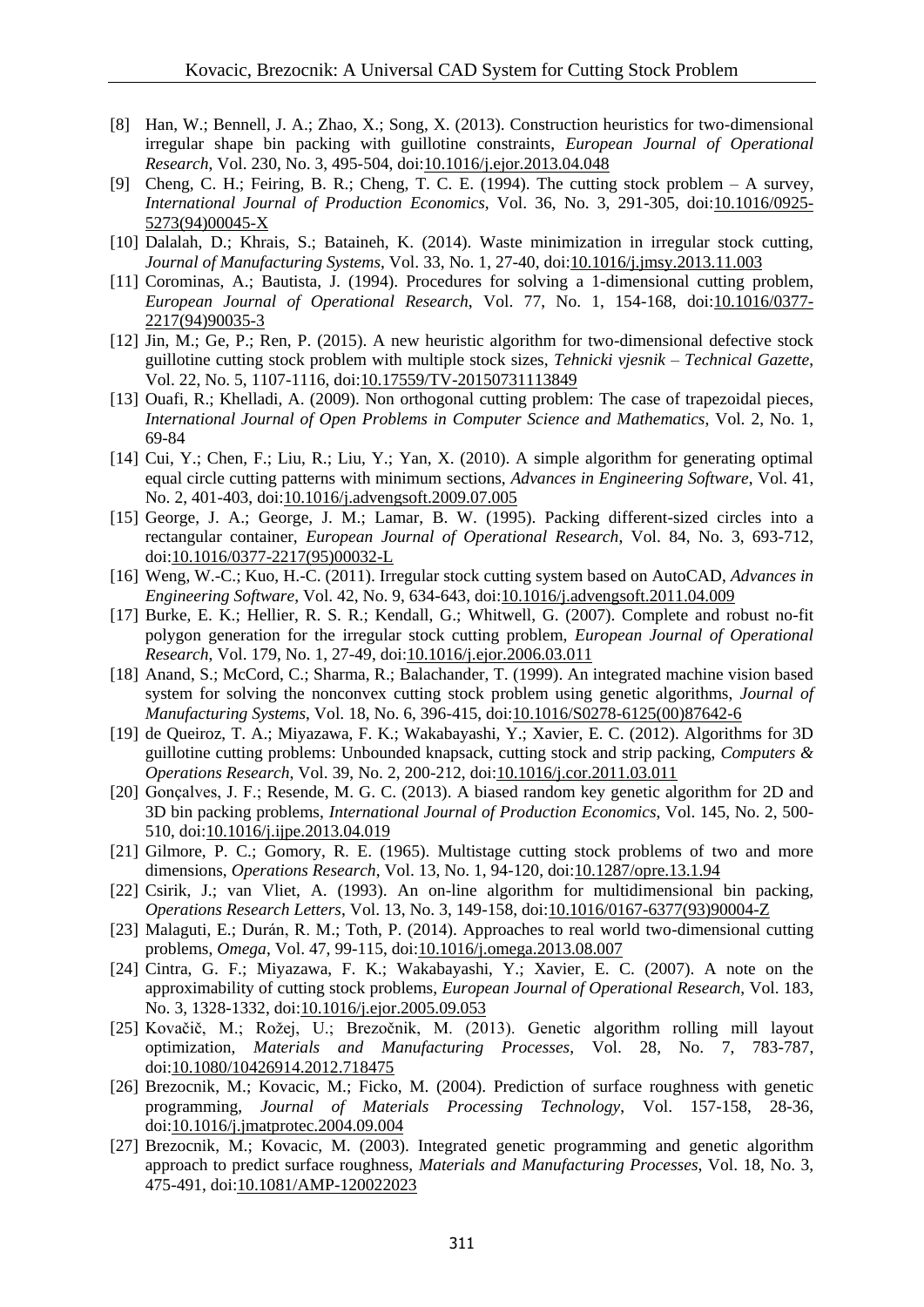[8] Han, W.; Bennell, J. A.; Zhao, X.; Song, X. (2013). Construction heuristics for two-dimensional irregular shape bin packing with guillotine constraints, *European Journal of Operational Research*, Vol. 230, No. 3, 495-504, doi:10.1016/j.ejor.2013.04.048

[9] Cheng, C. H.; Feiring, B. R.; Cheng, T. C. E. (1994). The cutting stock problem – A survey, *International Journal of Production Economics*, Vol. 36, No. 3, 291-305, doi:10.1016/0925-5273(94)00045-X

[10] Dalalah, D.; Khrais, S.; Bataineh, K. (2014). Waste minimization in irregular stock cutting, *Journal of Manufacturing Systems*, Vol. 33, No. 1, 27-40, doi:10.1016/j.jmsy.2013.11.003

[11] Corominas, A.; Bautista, J. (1994). Procedures for solving a 1-dimensional cutting problem, *European Journal of Operational Research*, Vol. 77, No. 1, 154-168, doi:10.1016/0377-2217(94)90035-3

[12] Jin, M.; Ge, P.; Ren, P. (2015). A new heuristic algorithm for two-dimensional defective stock guillotine cutting stock problem with multiple stock sizes, *Tehnicki vjesnik – Technical Gazette*, Vol. 22, No. 5, 1107-1116, doi:10.17559/TV-20150731113849

[13] Ouafi, R.; Khelladi, A. (2009). Non orthogonal cutting problem: The case of trapezoidal pieces, *International Journal of Open Problems in Computer Science and Mathematics*, Vol. 2, No. 1, 69-84

[14] Cui, Y.; Chen, F.; Liu, R.; Liu, Y.; Yan, X. (2010). A simple algorithm for generating optimal equal circle cutting patterns with minimum sections, *Advances in Engineering Software*, Vol. 41, No. 2, 401-403, doi:10.1016/j.advengsoft.2009.07.005

[15] George, J. A.; George, J. M.; Lamar, B. W. (1995). Packing different-sized circles into a rectangular container, *European Journal of Operational Research*, Vol. 84, No. 3, 693-712, doi:10.1016/0377-2217(95)00032-L

[16] Weng, W.-C.; Kuo, H.-C. (2011). Irregular stock cutting system based on AutoCAD, *Advances in Engineering Software*, Vol. 42, No. 9, 634-643, doi:10.1016/j.advengsoft.2011.04.009

[17] Burke, E. K.; Hellier, R. S. R.; Kendall, G.; Whitwell, G. (2007). Complete and robust no-fit polygon generation for the irregular stock cutting problem, *European Journal of Operational Research*, Vol. 179, No. 1, 27-49, doi:10.1016/j.ejor.2006.03.011

[18] Anand, S.; McCord, C.; Sharma, R.; Balachander, T. (1999). An integrated machine vision based system for solving the nonconvex cutting stock problem using genetic algorithms, *Journal of Manufacturing Systems*, Vol. 18, No. 6, 396-415, doi:10.1016/S0278-6125(00)87642-6

[19] de Queiroz, T. A.; Miyazawa, F. K.; Wakabayashi, Y.; Xavier, E. C. (2012). Algorithms for 3D guillotine cutting problems: Unbounded knapsack, cutting stock and strip packing, *Computers & Operations Research*, Vol. 39, No. 2, 200-212, doi:10.1016/j.cor.2011.03.011

[20] Gonçalves, J. F.; Resende, M. G. C. (2013). A biased random key genetic algorithm for 2D and 3D bin packing problems, *International Journal of Production Economics*, Vol. 145, No. 2, 500-510, doi:10.1016/j.ijpe.2013.04.019

[21] Gilmore, P. C.; Gomory, R. E. (1965). Multistage cutting stock problems of two and more dimensions, *Operations Research*, Vol. 13, No. 1, 94-120, doi:10.1287/opre.13.1.94

[22] Csirik, J.; van Vliet, A. (1993). An on-line algorithm for multidimensional bin packing, *Operations Research Letters*, Vol. 13, No. 3, 149-158, doi:10.1016/0167-6377(93)90004-Z

[23] Malaguti, E.; Durán, R. M.; Toth, P. (2014). Approaches to real world two-dimensional cutting problems, *Omega*, Vol. 47, 99-115, doi:10.1016/j.omega.2013.08.007

[24] Cintra, G. F.; Miyazawa, F. K.; Wakabayashi, Y.; Xavier, E. C. (2007). A note on the approximability of cutting stock problems, *European Journal of Operational Research*, Vol. 183, No. 3, 1328-1332, doi:10.1016/j.ejor.2005.09.053

[25] Kovačič, M.; Rožej, U.; Brezočnik, M. (2013). Genetic algorithm rolling mill layout optimization, *Materials and Manufacturing Processes*, Vol. 28, No. 7, 783-787, doi:10.1080/10426914.2012.718475

[26] Brezocnik, M.; Kovacic, M.; Ficko, M. (2004). Prediction of surface roughness with genetic programming, *Journal of Materials Processing Technology*, Vol. 157-158, 28-36, doi:10.1016/j.jmatprotec.2004.09.004

[27] Brezocnik, M.; Kovacic, M. (2003). Integrated genetic programming and genetic algorithm approach to predict surface roughness, *Materials and Manufacturing Processes*, Vol. 18, No. 3, 475-491, doi:10.1081/AMP-120022023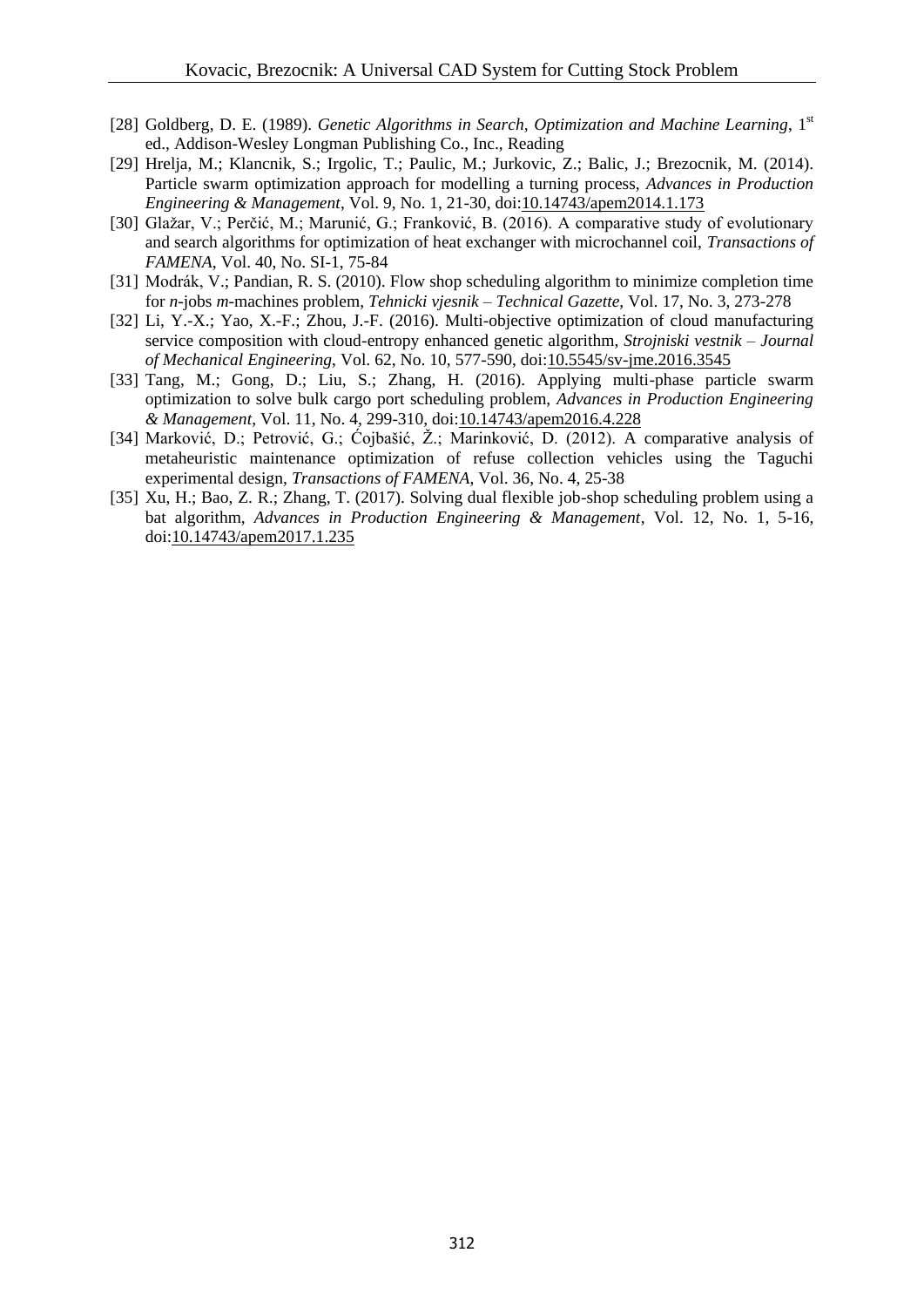[28] Goldberg, D. E. (1989). *Genetic Algorithms in Search, Optimization and Machine Learning*, 1st ed., Addison-Wesley Longman Publishing Co., Inc., Reading

[29] Hrelja, M.; Klancnik, S.; Irgolic, T.; Paulic, M.; Jurkovic, Z.; Balic, J.; Brezocnik, M. (2014). Particle swarm optimization approach for modelling a turning process, *Advances in Production Engineering & Management*, Vol. 9, No. 1, 21-30, doi:10.14743/apem2014.1.173

[30] Glažar, V.; Perčić, M.; Marunić, G.; Franković, B. (2016). A comparative study of evolutionary and search algorithms for optimization of heat exchanger with microchannel coil, *Transactions of FAMENA*, Vol. 40, No. SI-1, 75-84

[31] Modrák, V.; Pandian, R. S. (2010). Flow shop scheduling algorithm to minimize completion time for *n*-jobs *m*-machines problem, *Tehnicki vjesnik – Technical Gazette*, Vol. 17, No. 3, 273-278

[32] Li, Y.-X.; Yao, X.-F.; Zhou, J.-F. (2016). Multi-objective optimization of cloud manufacturing service composition with cloud-entropy enhanced genetic algorithm, *Strojniski vestnik – Journal of Mechanical Engineering*, Vol. 62, No. 10, 577-590, doi:10.5545/sv-jme.2016.3545

[33] Tang, M.; Gong, D.; Liu, S.; Zhang, H. (2016). Applying multi-phase particle swarm optimization to solve bulk cargo port scheduling problem, *Advances in Production Engineering & Management*, Vol. 11, No. 4, 299-310, doi:10.14743/apem2016.4.228

[34] Marković, D.; Petrović, G.; Ćojbašić, Ž.; Marinković, D. (2012). A comparative analysis of metaheuristic maintenance optimization of refuse collection vehicles using the Taguchi experimental design, *Transactions of FAMENA*, Vol. 36, No. 4, 25-38

[35] Xu, H.; Bao, Z. R.; Zhang, T. (2017). Solving dual flexible job-shop scheduling problem using a bat algorithm, *Advances in Production Engineering & Management*, Vol. 12, No. 1, 5-16, doi:10.14743/apem2017.1.235